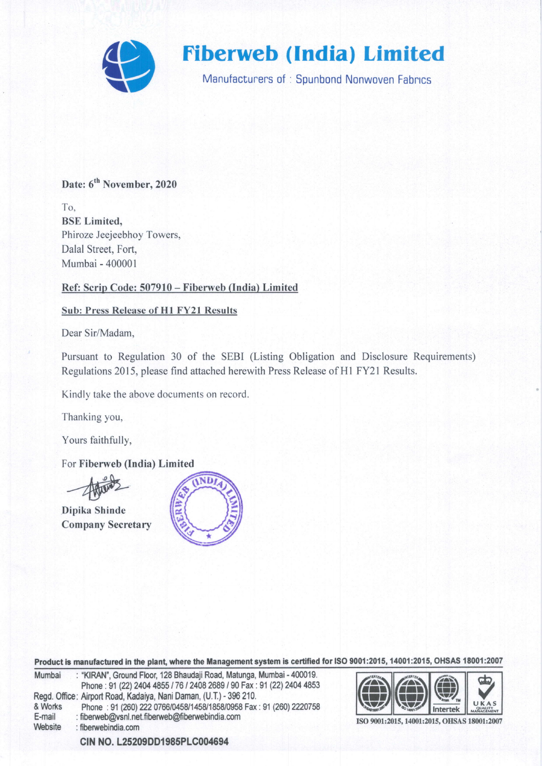# Fiberweb (India) Limited

Manufacturers of : Spunbond Nonwoven Fabrics

**Date: 6th November, 2020**

To,
**BSE Limited,**
Phiroze Jeejeebhoy Towers,
Dalal Street, Fort,
Mumbai - 400001

**Ref: Scrip Code: 507910 – Fiberweb (India) Limited**

**Sub: Press Release of H1 FY21 Results**

Dear Sir/Madam,

Pursuant to Regulation 30 of the SEBI (Listing Obligation and Disclosure Requirements) Regulations 2015, please find attached herewith Press Release of H1 FY21 Results.

Kindly take the above documents on record.

Thanking you,

Yours faithfully,

For **Fiberweb (India) Limited**

**Dipika Shinde**
**Company Secretary**

**Product is manufactured in the plant, where the Management system is certified for ISO 9001:2015, 14001:2015, OHSAS 18001:2007**

Mumbai : "KIRAN", Ground Floor, 128 Bhaudaji Road, Matunga, Mumbai - 400019.
Phone : 91 (22) 2404 4855 / 76 / 2408 2689 / 90 Fax : 91 (22) 2404 4853
Regd. Office & Works : Airport Road, Kadaiya, Nani Daman, (U.T.) - 396 210.
Phone : 91 (260) 222 0766/0458/1458/1858/0958 Fax : 91 (260) 2220758
E-mail : fiberweb@vsnl.net.fiberweb@fiberwebindia.com
Website : fiberwebindia.com

ISO 9001:2015, 14001:2015, OHSAS 18001:2007

**CIN NO. L25209DD1985PLC004694**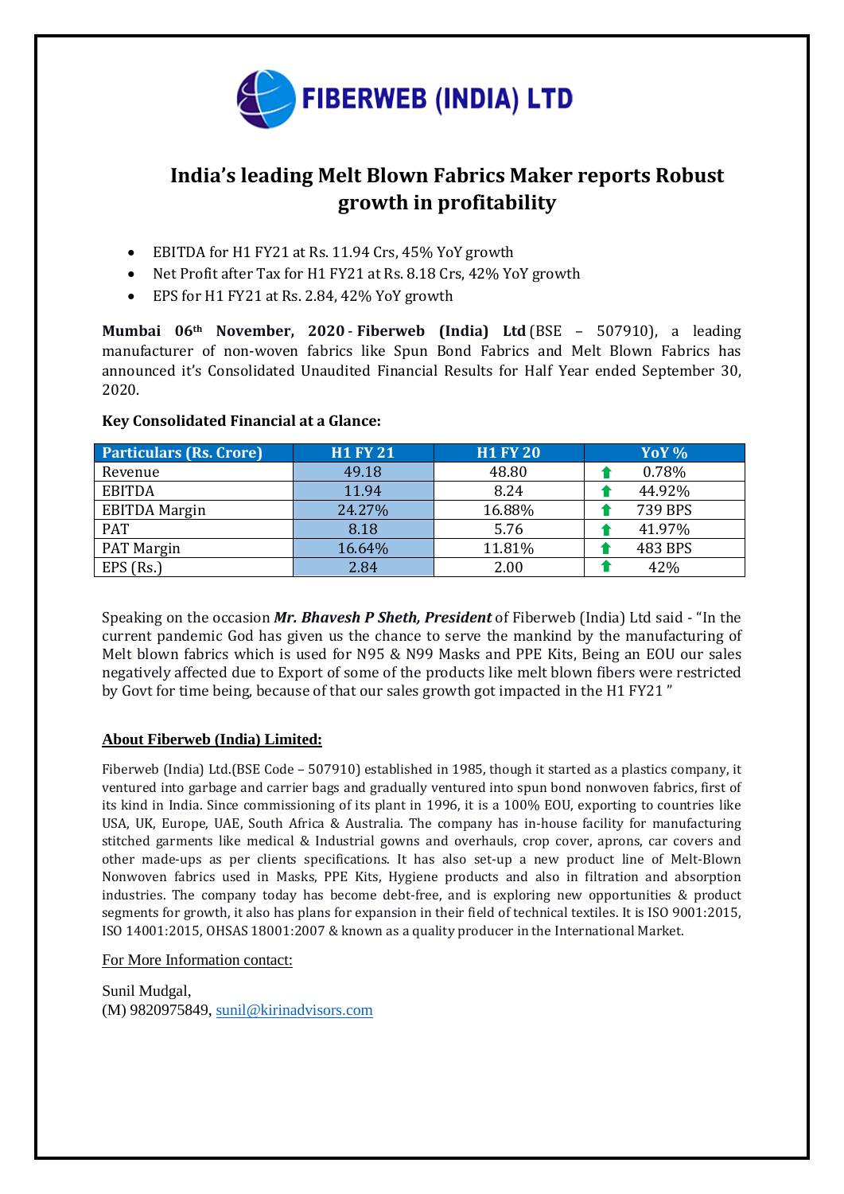# FIBERWEB (INDIA) LTD

## India's leading Melt Blown Fabrics Maker reports Robust growth in profitability

- EBITDA for H1 FY21 at Rs. 11.94 Crs, 45% YoY growth
- Net Profit after Tax for H1 FY21 at Rs. 8.18 Crs, 42% YoY growth
- EPS for H1 FY21 at Rs. 2.84, 42% YoY growth

**Mumbai 06th November, 2020 - Fiberweb (India) Ltd** (BSE – 507910), a leading manufacturer of non-woven fabrics like Spun Bond Fabrics and Melt Blown Fabrics has announced it's Consolidated Unaudited Financial Results for Half Year ended September 30, 2020.

**Key Consolidated Financial at a Glance:**

| Particulars (Rs. Crore) | H1 FY 21 | H1 FY 20 | YoY % |
|---|---|---|---|
| Revenue | 49.18 | 48.80 | ⬆ 0.78% |
| EBITDA | 11.94 | 8.24 | ⬆ 44.92% |
| EBITDA Margin | 24.27% | 16.88% | ⬆ 739 BPS |
| PAT | 8.18 | 5.76 | ⬆ 41.97% |
| PAT Margin | 16.64% | 11.81% | ⬆ 483 BPS |
| EPS (Rs.) | 2.84 | 2.00 | ⬆ 42% |

Speaking on the occasion ***Mr. Bhavesh P Sheth, President*** of Fiberweb (India) Ltd said - "In the current pandemic God has given us the chance to serve the mankind by the manufacturing of Melt blown fabrics which is used for N95 & N99 Masks and PPE Kits, Being an EOU our sales negatively affected due to Export of some of the products like melt blown fibers were restricted by Govt for time being, because of that our sales growth got impacted in the H1 FY21 "

**About Fiberweb (India) Limited:**

Fiberweb (India) Ltd.(BSE Code – 507910) established in 1985, though it started as a plastics company, it ventured into garbage and carrier bags and gradually ventured into spun bond nonwoven fabrics, first of its kind in India. Since commissioning of its plant in 1996, it is a 100% EOU, exporting to countries like USA, UK, Europe, UAE, South Africa & Australia. The company has in-house facility for manufacturing stitched garments like medical & Industrial gowns and overhauls, crop cover, aprons, car covers and other made-ups as per clients specifications. It has also set-up a new product line of Melt-Blown Nonwoven fabrics used in Masks, PPE Kits, Hygiene products and also in filtration and absorption industries. The company today has become debt-free, and is exploring new opportunities & product segments for growth, it also has plans for expansion in their field of technical textiles. It is ISO 9001:2015, ISO 14001:2015, OHSAS 18001:2007 & known as a quality producer in the International Market.

For More Information contact:

Sunil Mudgal,
(M) 9820975849, sunil@kirinadvisors.com